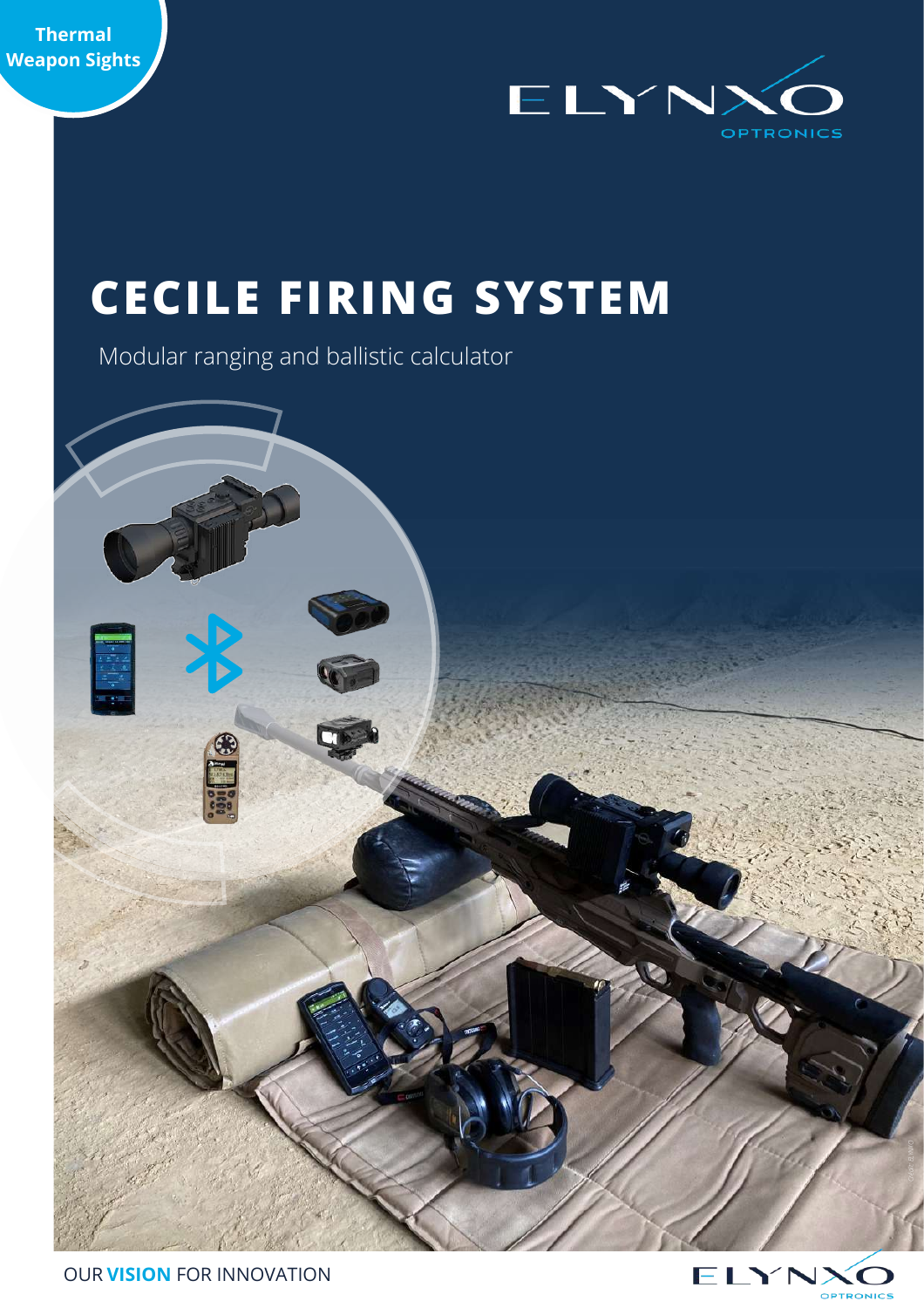Thermal Weapon Sights

ELYNXO OPTRONICS

# CECILE FIRING SYSTEM

Modular ranging and ballistic calculator

OUR **VISION** FOR INNOVATION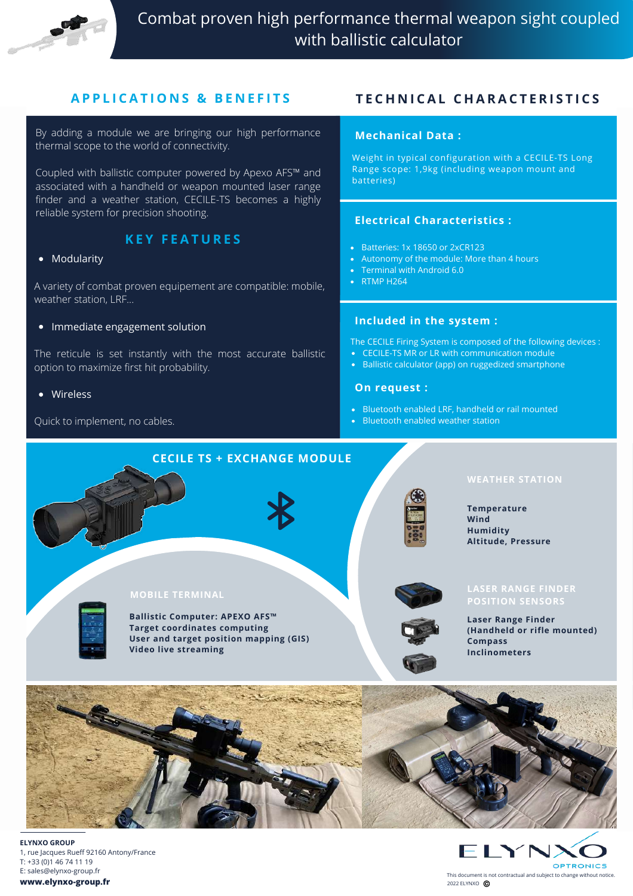# Combat proven high performance thermal weapon sight coupled with ballistic calculator

## APPLICATIONS & BENEFITS

By adding a module we are bringing our high performance thermal scope to the world of connectivity.

Coupled with ballistic computer powered by Apexo AFS™ and associated with a handheld or weapon mounted laser range finder and a weather station, CECILE-TS becomes a highly reliable system for precision shooting.

### KEY FEATURES

- Modularity

A variety of combat proven equipement are compatible: mobile, weather station, LRF...

- Immediate engagement solution

The reticule is set instantly with the most accurate ballistic option to maximize first hit probability.

- Wireless

Quick to implement, no cables.

## TECHNICAL CHARACTERISTICS

### Mechanical Data :

Weight in typical configuration with a CECILE-TS Long Range scope: 1,9kg (including weapon mount and batteries)

### Electrical Characteristics :

- Batteries: 1x 18650 or 2xCR123
- Autonomy of the module: More than 4 hours
- Terminal with Android 6.0
- RTMP H264

### Included in the system :

The CECILE Firing System is composed of the following devices :

- CECILE-TS MR or LR with communication module
- Ballistic calculator (app) on ruggedized smartphone

### On request :

- Bluetooth enabled LRF, handheld or rail mounted
- Bluetooth enabled weather station

## CECILE TS + EXCHANGE MODULE

### WEATHER STATION

**Temperature**
**Wind**
**Humidity**
**Altitude, Pressure**

### MOBILE TERMINAL

**Ballistic Computer: APEXO AFS™**
**Target coordinates computing**
**User and target position mapping (GIS)**
**Video live streaming**

### LASER RANGE FINDER POSITION SENSORS

**Laser Range Finder**
**(Handheld or rifle mounted)**
**Compass**
**Inclinometers**

**ELYNXO GROUP**
1, rue Jacques Rueff 92160 Antony/France
T: +33 (0)1 46 74 11 19
E: sales@elynxo-group.fr
**www.elynxo-group.fr**

ELYNXO OPTRONICS

This document is not contractual and subject to change without notice.
2022 ELYNXO ©